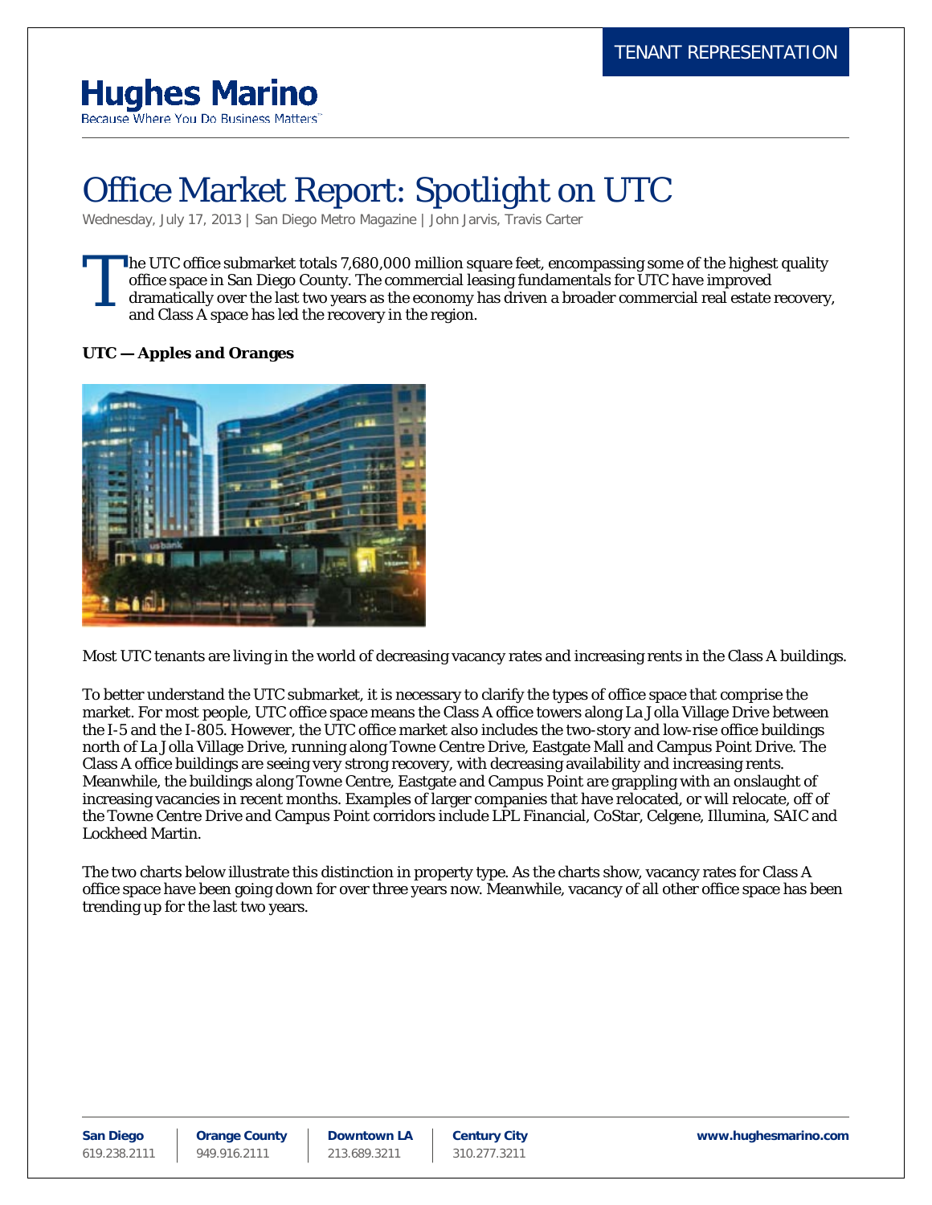TENANT REPRESENTATION

**Hughes Marino**
Because Where You Do Business Matters™

# Office Market Report: Spotlight on UTC

Wednesday, July 17, 2013 | San Diego Metro Magazine | John Jarvis, Travis Carter

The UTC office submarket totals 7,680,000 million square feet, encompassing some of the highest quality office space in San Diego County. The commercial leasing fundamentals for UTC have improved dramatically over the last two years as the economy has driven a broader commercial real estate recovery, and Class A space has led the recovery in the region.

**UTC — Apples and Oranges**

Most UTC tenants are living in the world of decreasing vacancy rates and increasing rents in the Class A buildings.

To better understand the UTC submarket, it is necessary to clarify the types of office space that comprise the market. For most people, UTC office space means the Class A office towers along La Jolla Village Drive between the I-5 and the I-805. However, the UTC office market also includes the two-story and low-rise office buildings north of La Jolla Village Drive, running along Towne Centre Drive, Eastgate Mall and Campus Point Drive. The Class A office buildings are seeing very strong recovery, with decreasing availability and increasing rents. Meanwhile, the buildings along Towne Centre, Eastgate and Campus Point are grappling with an onslaught of increasing vacancies in recent months. Examples of larger companies that have relocated, or will relocate, off of the Towne Centre Drive and Campus Point corridors include LPL Financial, CoStar, Celgene, Illumina, SAIC and Lockheed Martin.

The two charts below illustrate this distinction in property type. As the charts show, vacancy rates for Class A office space have been going down for over three years now. Meanwhile, vacancy of all other office space has been trending up for the last two years.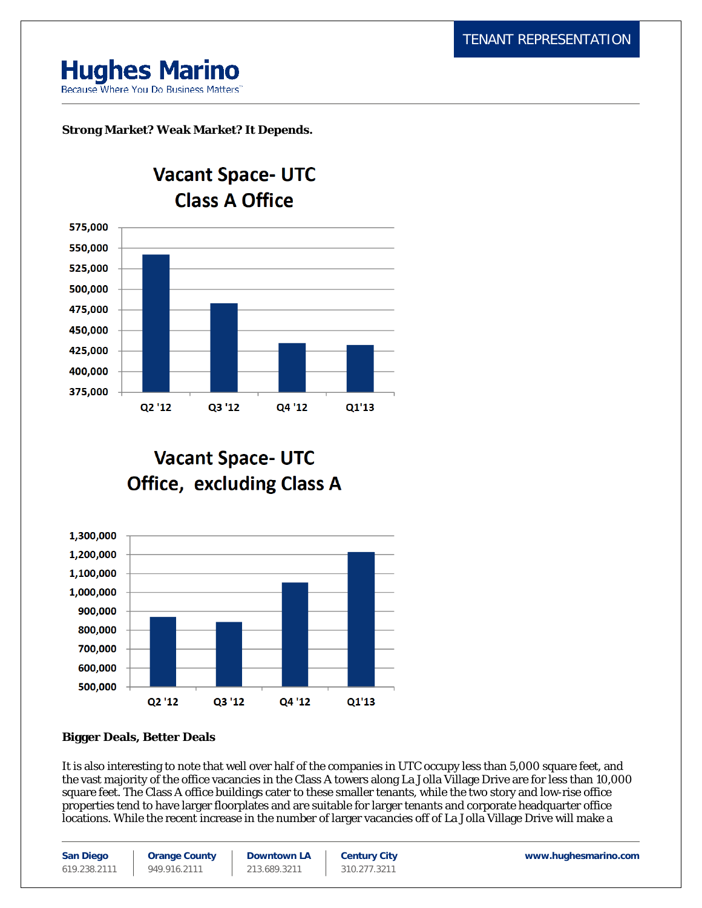**Strong Market? Weak Market? It Depends.**

**Vacant Space- UTC Class A Office**

**Vacant Space- UTC Office, excluding Class A**

**Bigger Deals, Better Deals**

It is also interesting to note that well over half of the companies in UTC occupy less than 5,000 square feet, and the vast majority of the office vacancies in the Class A towers along La Jolla Village Drive are for less than 10,000 square feet. The Class A office buildings cater to these smaller tenants, while the two story and low-rise office properties tend to have larger floorplates and are suitable for larger tenants and corporate headquarter office locations. While the recent increase in the number of larger vacancies off of La Jolla Village Drive will make a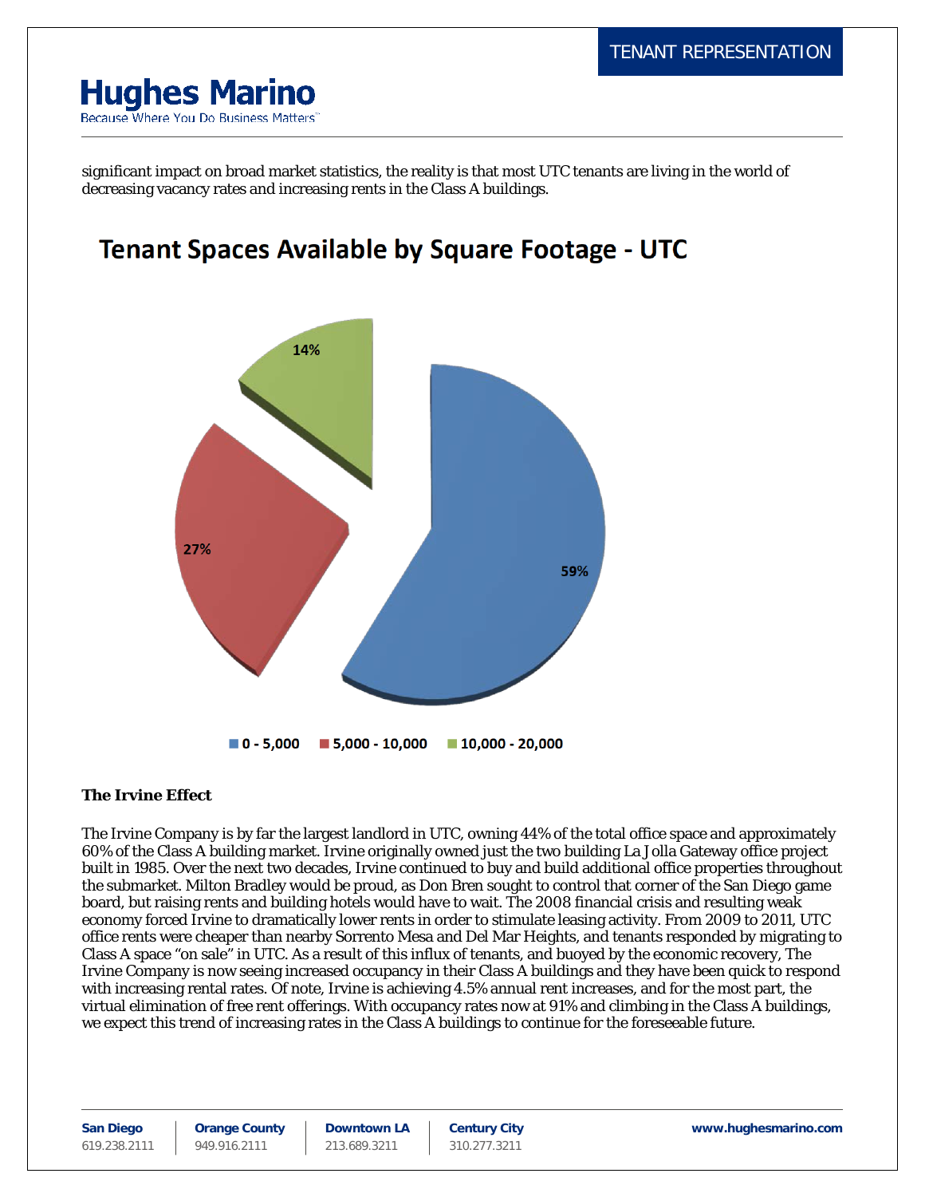significant impact on broad market statistics, the reality is that most UTC tenants are living in the world of decreasing vacancy rates and increasing rents in the Class A buildings.

## Tenant Spaces Available by Square Footage - UTC

| Square Footage | Share |
|---|---|
| 0 - 5,000 | 59% |
| 5,000 - 10,000 | 27% |
| 10,000 - 20,000 | 14% |

### The Irvine Effect

The Irvine Company is by far the largest landlord in UTC, owning 44% of the total office space and approximately 60% of the Class A building market. Irvine originally owned just the two building La Jolla Gateway office project built in 1985. Over the next two decades, Irvine continued to buy and build additional office properties throughout the submarket. Milton Bradley would be proud, as Don Bren sought to control that corner of the San Diego game board, but raising rents and building hotels would have to wait. The 2008 financial crisis and resulting weak economy forced Irvine to dramatically lower rents in order to stimulate leasing activity. From 2009 to 2011, UTC office rents were cheaper than nearby Sorrento Mesa and Del Mar Heights, and tenants responded by migrating to Class A space "on sale" in UTC. As a result of this influx of tenants, and buoyed by the economic recovery, The Irvine Company is now seeing increased occupancy in their Class A buildings and they have been quick to respond with increasing rental rates. Of note, Irvine is achieving 4.5% annual rent increases, and for the most part, the virtual elimination of free rent offerings. With occupancy rates now at 91% and climbing in the Class A buildings, we expect this trend of increasing rates in the Class A buildings to continue for the foreseeable future.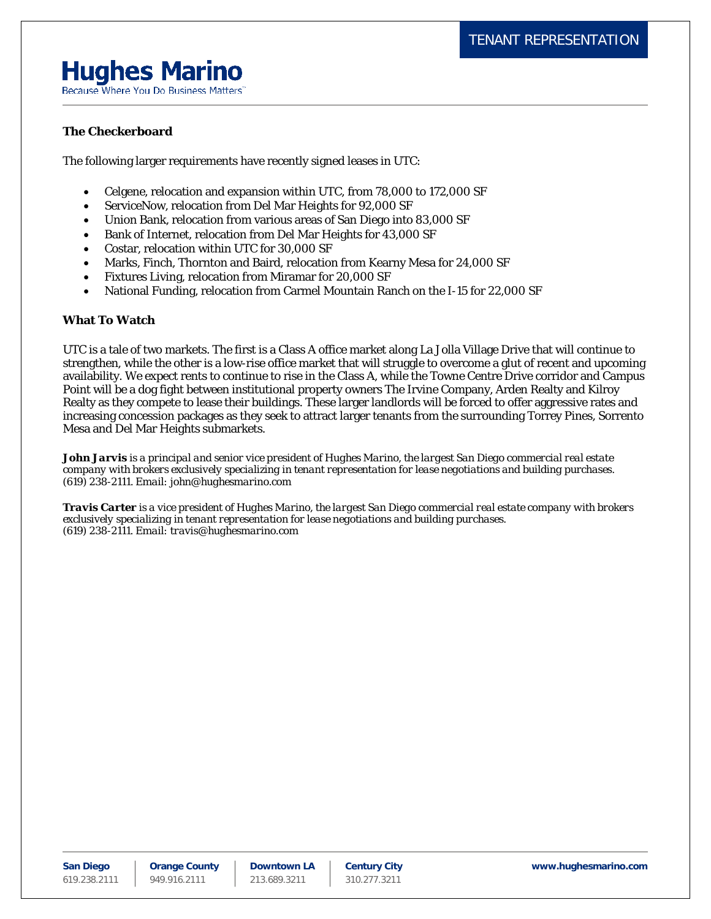### The Checkerboard

The following larger requirements have recently signed leases in UTC:

- Celgene, relocation and expansion within UTC, from 78,000 to 172,000 SF
- ServiceNow, relocation from Del Mar Heights for 92,000 SF
- Union Bank, relocation from various areas of San Diego into 83,000 SF
- Bank of Internet, relocation from Del Mar Heights for 43,000 SF
- Costar, relocation within UTC for 30,000 SF
- Marks, Finch, Thornton and Baird, relocation from Kearny Mesa for 24,000 SF
- Fixtures Living, relocation from Miramar for 20,000 SF
- National Funding, relocation from Carmel Mountain Ranch on the I-15 for 22,000 SF

### What To Watch

UTC is a tale of two markets. The first is a Class A office market along La Jolla Village Drive that will continue to strengthen, while the other is a low-rise office market that will struggle to overcome a glut of recent and upcoming availability. We expect rents to continue to rise in the Class A, while the Towne Centre Drive corridor and Campus Point will be a dog fight between institutional property owners The Irvine Company, Arden Realty and Kilroy Realty as they compete to lease their buildings. These larger landlords will be forced to offer aggressive rates and increasing concession packages as they seek to attract larger tenants from the surrounding Torrey Pines, Sorrento Mesa and Del Mar Heights submarkets.

***John Jarvis*** *is a principal and senior vice president of Hughes Marino, the largest San Diego commercial real estate company with brokers exclusively specializing in tenant representation for lease negotiations and building purchases.* (619) 238-2111. Email: john@hughesmarino.com

***Travis Carter*** *is a vice president of Hughes Marino, the largest San Diego commercial real estate company with brokers exclusively specializing in tenant representation for lease negotiations and building purchases.* (619) 238-2111. Email: travis@hughesmarino.com